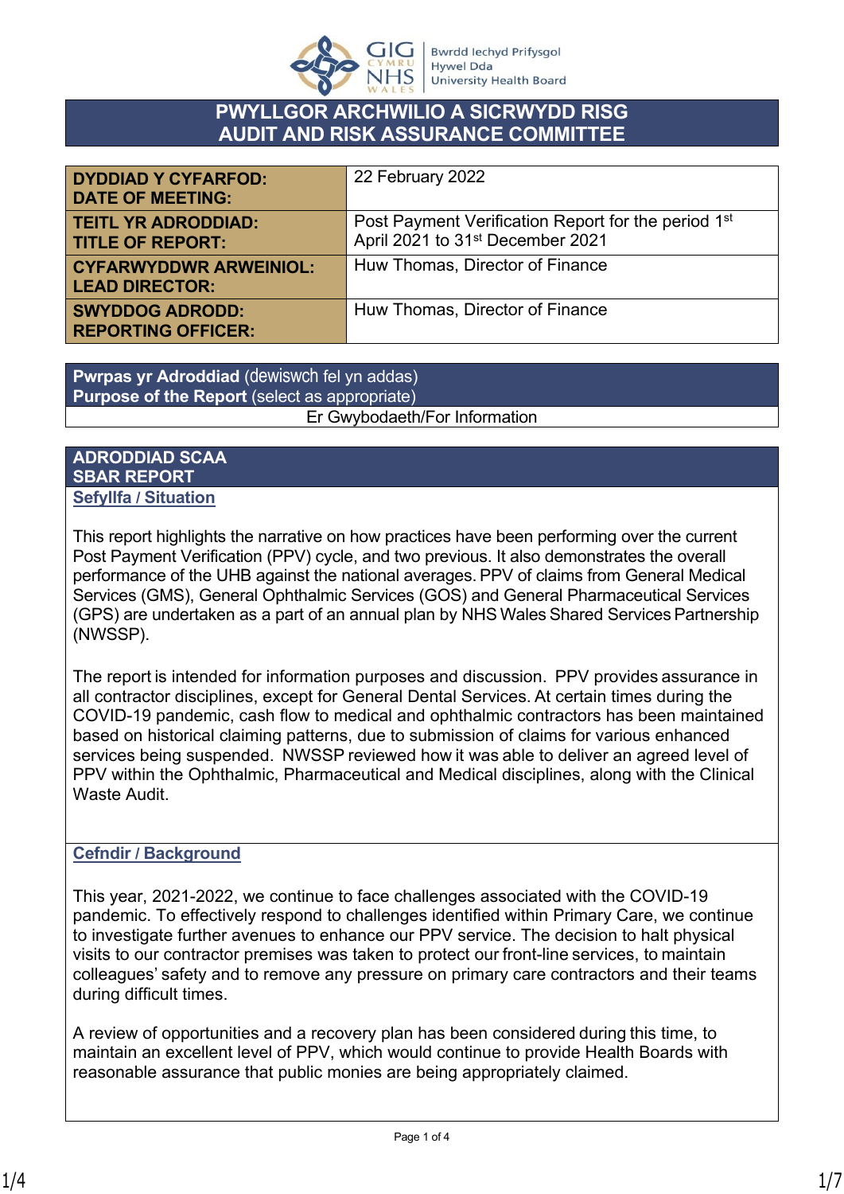# PWYLLGOR ARCHWILIO A SICRWYDD RISG
# AUDIT AND RISK ASSURANCE COMMITTEE

| | |
|---|---|
| **DYDDIAD Y CYFARFOD: DATE OF MEETING:** | 22 February 2022 |
| **TEITL YR ADRODDIAD: TITLE OF REPORT:** | Post Payment Verification Report for the period 1st April 2021 to 31st December 2021 |
| **CYFARWYDDWR ARWEINIOL: LEAD DIRECTOR:** | Huw Thomas, Director of Finance |
| **SWYDDOG ADRODD: REPORTING OFFICER:** | Huw Thomas, Director of Finance |

| **Pwrpas yr Adroddiad** (dewiswch fel yn addas) **Purpose of the Report** (select as appropriate) |
|---|
| Er Gwybodaeth/For Information |

## ADRODDIAD SCAA
## SBAR REPORT

### Sefyllfa / Situation

This report highlights the narrative on how practices have been performing over the current Post Payment Verification (PPV) cycle, and two previous. It also demonstrates the overall performance of the UHB against the national averages. PPV of claims from General Medical Services (GMS), General Ophthalmic Services (GOS) and General Pharmaceutical Services (GPS) are undertaken as a part of an annual plan by NHS Wales Shared Services Partnership (NWSSP).

The report is intended for information purposes and discussion. PPV provides assurance in all contractor disciplines, except for General Dental Services. At certain times during the COVID-19 pandemic, cash flow to medical and ophthalmic contractors has been maintained based on historical claiming patterns, due to submission of claims for various enhanced services being suspended. NWSSP reviewed how it was able to deliver an agreed level of PPV within the Ophthalmic, Pharmaceutical and Medical disciplines, along with the Clinical Waste Audit.

### Cefndir / Background

This year, 2021-2022, we continue to face challenges associated with the COVID-19 pandemic. To effectively respond to challenges identified within Primary Care, we continue to investigate further avenues to enhance our PPV service. The decision to halt physical visits to our contractor premises was taken to protect our front-line services, to maintain colleagues' safety and to remove any pressure on primary care contractors and their teams during difficult times.

A review of opportunities and a recovery plan has been considered during this time, to maintain an excellent level of PPV, which would continue to provide Health Boards with reasonable assurance that public monies are being appropriately claimed.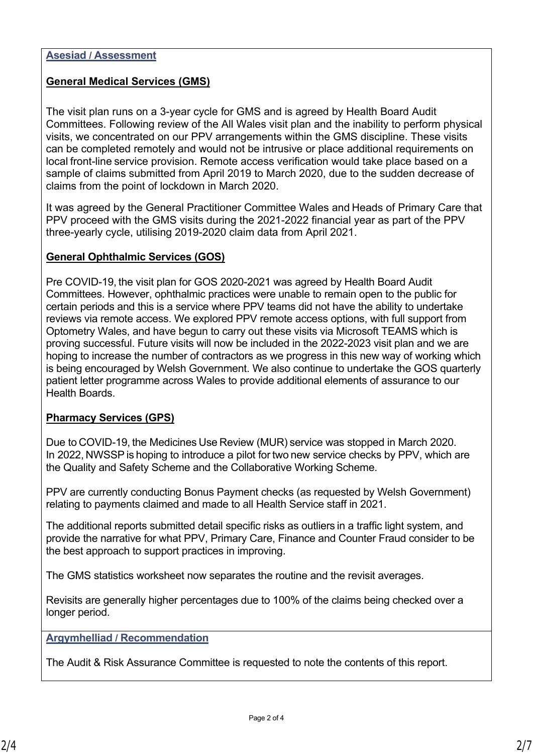## Asesiad / Assessment

### General Medical Services (GMS)

The visit plan runs on a 3-year cycle for GMS and is agreed by Health Board Audit Committees. Following review of the All Wales visit plan and the inability to perform physical visits, we concentrated on our PPV arrangements within the GMS discipline. These visits can be completed remotely and would not be intrusive or place additional requirements on local front-line service provision. Remote access verification would take place based on a sample of claims submitted from April 2019 to March 2020, due to the sudden decrease of claims from the point of lockdown in March 2020.

It was agreed by the General Practitioner Committee Wales and Heads of Primary Care that PPV proceed with the GMS visits during the 2021-2022 financial year as part of the PPV three-yearly cycle, utilising 2019-2020 claim data from April 2021.

### General Ophthalmic Services (GOS)

Pre COVID-19, the visit plan for GOS 2020-2021 was agreed by Health Board Audit Committees. However, ophthalmic practices were unable to remain open to the public for certain periods and this is a service where PPV teams did not have the ability to undertake reviews via remote access. We explored PPV remote access options, with full support from Optometry Wales, and have begun to carry out these visits via Microsoft TEAMS which is proving successful. Future visits will now be included in the 2022-2023 visit plan and we are hoping to increase the number of contractors as we progress in this new way of working which is being encouraged by Welsh Government. We also continue to undertake the GOS quarterly patient letter programme across Wales to provide additional elements of assurance to our Health Boards.

### Pharmacy Services (GPS)

Due to COVID-19, the Medicines Use Review (MUR) service was stopped in March 2020. In 2022, NWSSP is hoping to introduce a pilot for two new service checks by PPV, which are the Quality and Safety Scheme and the Collaborative Working Scheme.

PPV are currently conducting Bonus Payment checks (as requested by Welsh Government) relating to payments claimed and made to all Health Service staff in 2021.

The additional reports submitted detail specific risks as outliers in a traffic light system, and provide the narrative for what PPV, Primary Care, Finance and Counter Fraud consider to be the best approach to support practices in improving.

The GMS statistics worksheet now separates the routine and the revisit averages.

Revisits are generally higher percentages due to 100% of the claims being checked over a longer period.

## Argymhelliad / Recommendation

The Audit & Risk Assurance Committee is requested to note the contents of this report.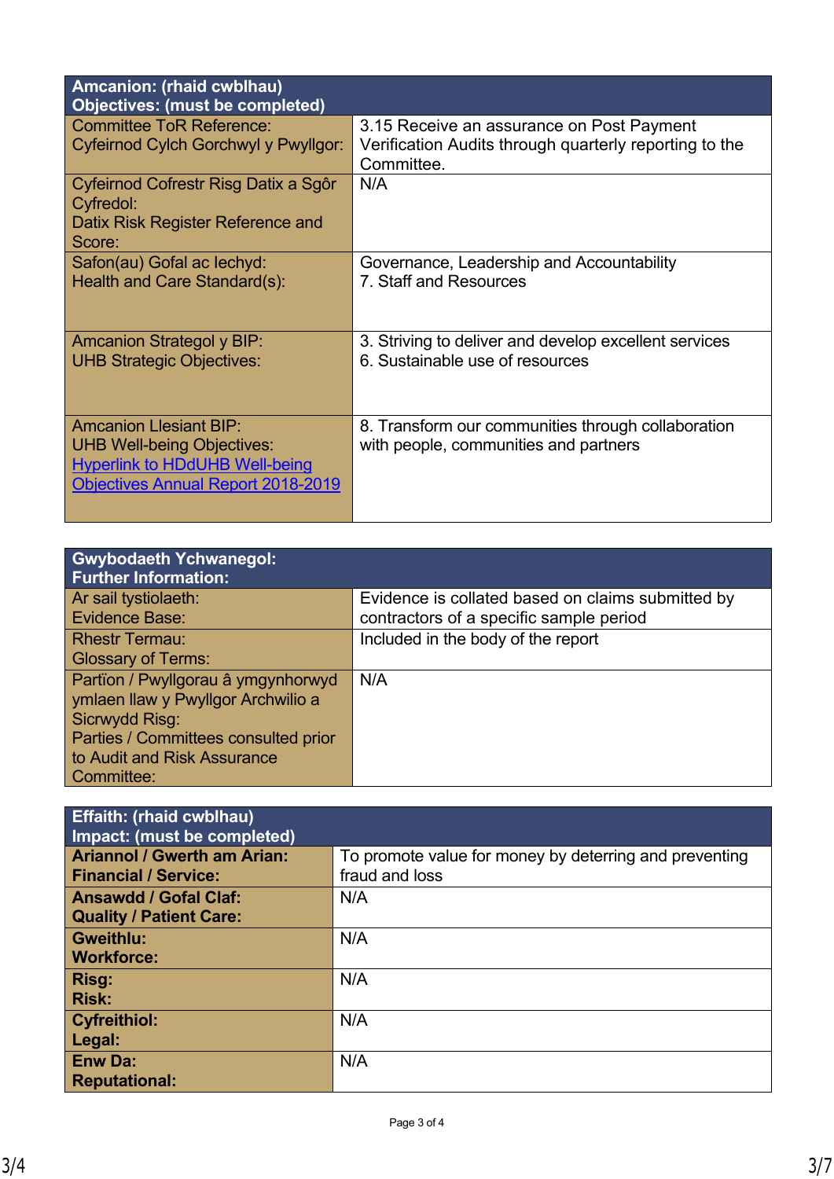| Amcanion: (rhaid cwblhau)<br>Objectives: (must be completed) | |
|---|---|
| Committee ToR Reference:<br>Cyfeirnod Cylch Gorchwyl y Pwyllgor: | 3.15 Receive an assurance on Post Payment Verification Audits through quarterly reporting to the Committee. |
| Cyfeirnod Cofrestr Risg Datix a Sgôr Cyfredol:<br>Datix Risk Register Reference and Score: | N/A |
| Safon(au) Gofal ac Iechyd:<br>Health and Care Standard(s): | Governance, Leadership and Accountability<br>7. Staff and Resources |
| Amcanion Strategol y BIP:<br>UHB Strategic Objectives: | 3. Striving to deliver and develop excellent services<br>6. Sustainable use of resources |
| Amcanion Llesiant BIP:<br>UHB Well-being Objectives:<br>[Hyperlink to HDdUHB Well-being Objectives Annual Report 2018-2019] | 8. Transform our communities through collaboration with people, communities and partners |

| Gwybodaeth Ychwanegol:<br>Further Information: | |
|---|---|
| Ar sail tystiolaeth:<br>Evidence Base: | Evidence is collated based on claims submitted by contractors of a specific sample period |
| Rhestr Termau:<br>Glossary of Terms: | Included in the body of the report |
| Partïon / Pwyllgorau â ymgynhorwyd ymlaen llaw y Pwyllgor Archwilio a Sicrwydd Risg:<br>Parties / Committees consulted prior to Audit and Risk Assurance Committee: | N/A |

| Effaith: (rhaid cwblhau)<br>Impact: (must be completed) | |
|---|---|
| **Ariannol / Gwerth am Arian:<br>Financial / Service:** | To promote value for money by deterring and preventing fraud and loss |
| **Ansawdd / Gofal Claf:<br>Quality / Patient Care:** | N/A |
| **Gweithlu:<br>Workforce:** | N/A |
| **Risg:<br>Risk:** | N/A |
| **Cyfreithiol:<br>Legal:** | N/A |
| **Enw Da:<br>Reputational:** | N/A |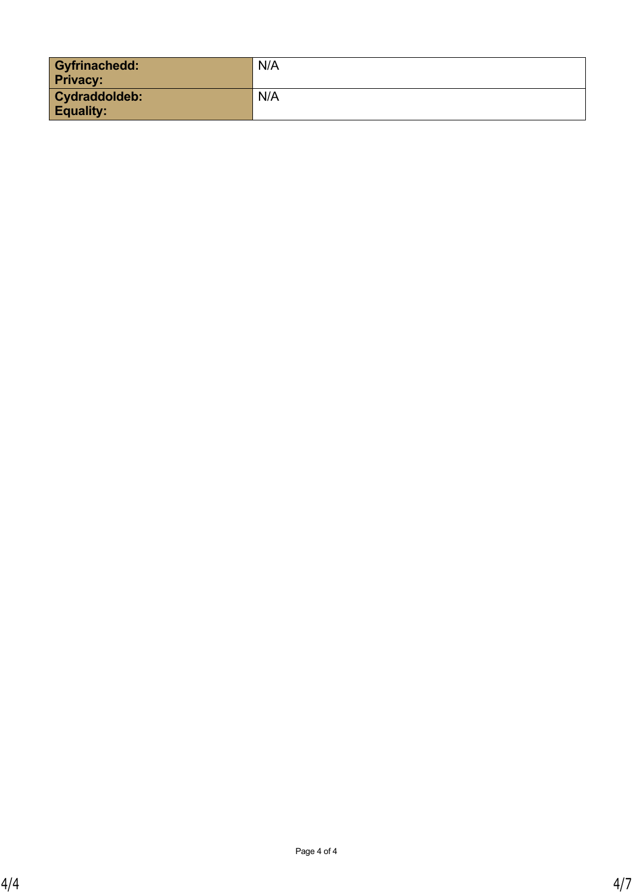| | |
|---|---|
| **Gyfrinachedd: Privacy:** | N/A |
| **Cydraddoldeb: Equality:** | N/A |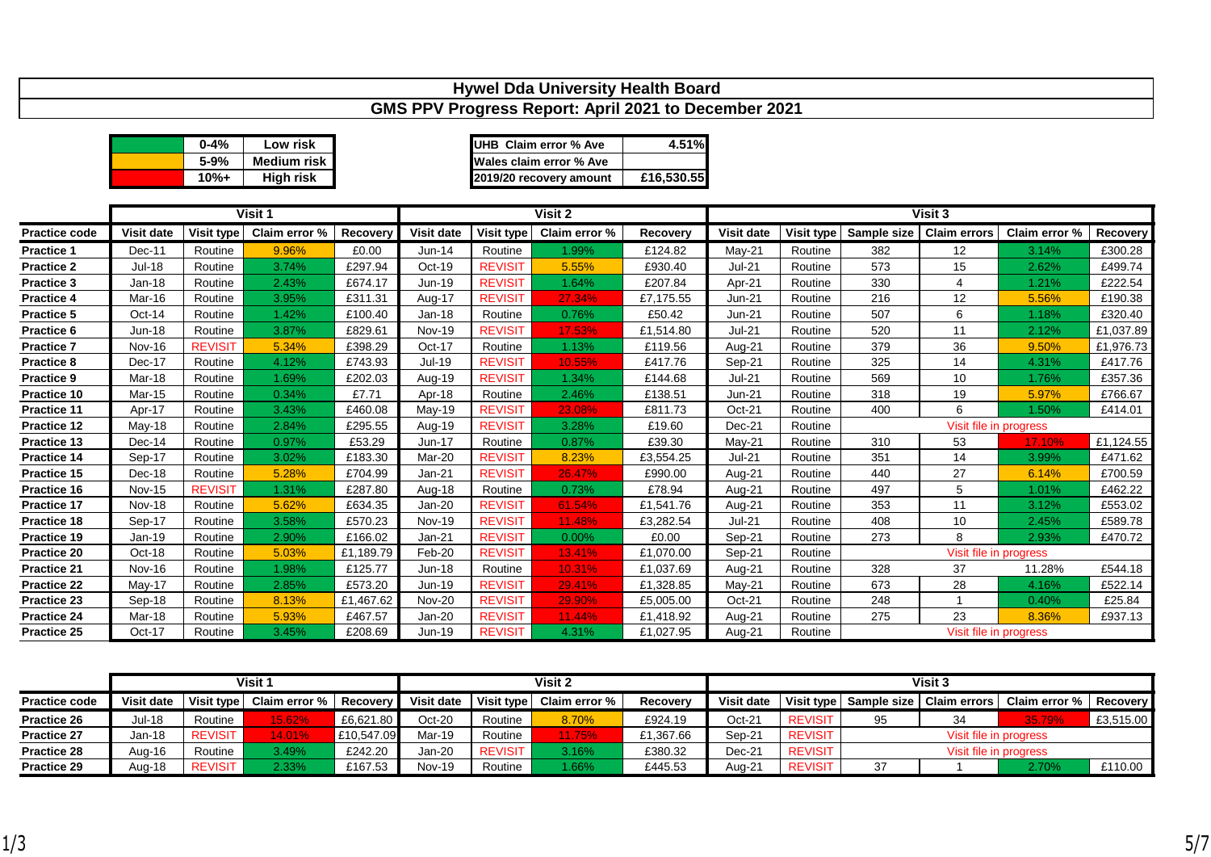# Hywel Dda University Health Board

## GMS PPV Progress Report: April 2021 to December 2021

| | Range | Risk |
|---|---|---|
| | 0-4% | Low risk |
| | 5-9% | Medium risk |
| | 10%+ | High risk |

| | |
|---|---|
| UHB Claim error % Ave | 4.51% |
| Wales claim error % Ave | |
| 2019/20 recovery amount | £16,530.55 |

| | Visit 1 | | | | Visit 2 | | | | Visit 3 | | | | | |
|---|---|---|---|---|---|---|---|---|---|---|---|---|---|---|
| Practice code | Visit date | Visit type | Claim error % | Recovery | Visit date | Visit type | Claim error % | Recovery | Visit date | Visit type | Sample size | Claim errors | Claim error % | Recovery |
| Practice 1 | Dec-11 | Routine | 9.96% | £0.00 | Jun-14 | Routine | 1.99% | £124.82 | May-21 | Routine | 382 | 12 | 3.14% | £300.28 |
| Practice 2 | Jul-18 | Routine | 3.74% | £297.94 | Oct-19 | REVISIT | 5.55% | £930.40 | Jul-21 | Routine | 573 | 15 | 2.62% | £499.74 |
| Practice 3 | Jan-18 | Routine | 2.43% | £674.17 | Jun-19 | REVISIT | 1.64% | £207.84 | Apr-21 | Routine | 330 | 4 | 1.21% | £222.54 |
| Practice 4 | Mar-16 | Routine | 3.95% | £311.31 | Aug-17 | REVISIT | 27.34% | £7,175.55 | Jun-21 | Routine | 216 | 12 | 5.56% | £190.38 |
| Practice 5 | Oct-14 | Routine | 1.42% | £100.40 | Jan-18 | Routine | 0.76% | £50.42 | Jun-21 | Routine | 507 | 6 | 1.18% | £320.40 |
| Practice 6 | Jun-18 | Routine | 3.87% | £829.61 | Nov-19 | REVISIT | 17.53% | £1,514.80 | Jul-21 | Routine | 520 | 11 | 2.12% | £1,037.89 |
| Practice 7 | Nov-16 | REVISIT | 5.34% | £398.29 | Oct-17 | Routine | 1.13% | £119.56 | Aug-21 | Routine | 379 | 36 | 9.50% | £1,976.73 |
| Practice 8 | Dec-17 | Routine | 4.12% | £743.93 | Jul-19 | REVISIT | 10.55% | £417.76 | Sep-21 | Routine | 325 | 14 | 4.31% | £417.76 |
| Practice 9 | Mar-18 | Routine | 1.69% | £202.03 | Aug-19 | REVISIT | 1.34% | £144.68 | Jul-21 | Routine | 569 | 10 | 1.76% | £357.36 |
| Practice 10 | Mar-15 | Routine | 0.34% | £7.71 | Apr-18 | Routine | 2.46% | £138.51 | Jun-21 | Routine | 318 | 19 | 5.97% | £766.67 |
| Practice 11 | Apr-17 | Routine | 3.43% | £460.08 | May-19 | REVISIT | 23.08% | £811.73 | Oct-21 | Routine | 400 | 6 | 1.50% | £414.01 |
| Practice 12 | May-18 | Routine | 2.84% | £295.55 | Aug-19 | REVISIT | 3.28% | £19.60 | Dec-21 | Routine | Visit file in progress | | | |
| Practice 13 | Dec-14 | Routine | 0.97% | £53.29 | Jun-17 | Routine | 0.87% | £39.30 | May-21 | Routine | 310 | 53 | 17.10% | £1,124.55 |
| Practice 14 | Sep-17 | Routine | 3.02% | £183.30 | Mar-20 | REVISIT | 8.23% | £3,554.25 | Jul-21 | Routine | 351 | 14 | 3.99% | £471.62 |
| Practice 15 | Dec-18 | Routine | 5.28% | £704.99 | Jan-21 | REVISIT | 26.47% | £990.00 | Aug-21 | Routine | 440 | 27 | 6.14% | £700.59 |
| Practice 16 | Nov-15 | REVISIT | 1.31% | £287.80 | Aug-18 | Routine | 0.73% | £78.94 | Aug-21 | Routine | 497 | 5 | 1.01% | £462.22 |
| Practice 17 | Nov-18 | Routine | 5.62% | £634.35 | Jan-20 | REVISIT | 61.54% | £1,541.76 | Aug-21 | Routine | 353 | 11 | 3.12% | £553.02 |
| Practice 18 | Sep-17 | Routine | 3.58% | £570.23 | Nov-19 | REVISIT | 11.48% | £3,282.54 | Jul-21 | Routine | 408 | 10 | 2.45% | £589.78 |
| Practice 19 | Jan-19 | Routine | 2.90% | £166.02 | Jan-21 | REVISIT | 0.00% | £0.00 | Sep-21 | Routine | 273 | 8 | 2.93% | £470.72 |
| Practice 20 | Oct-18 | Routine | 5.03% | £1,189.79 | Feb-20 | REVISIT | 13.41% | £1,070.00 | Sep-21 | Routine | Visit file in progress | | | |
| Practice 21 | Nov-16 | Routine | 1.98% | £125.77 | Jun-18 | Routine | 10.31% | £1,037.69 | Aug-21 | Routine | 328 | 37 | 11.28% | £544.18 |
| Practice 22 | May-17 | Routine | 2.85% | £573.20 | Jun-19 | REVISIT | 29.41% | £1,328.85 | May-21 | Routine | 673 | 28 | 4.16% | £522.14 |
| Practice 23 | Sep-18 | Routine | 8.13% | £1,467.62 | Nov-20 | REVISIT | 29.90% | £5,005.00 | Oct-21 | Routine | 248 | 1 | 0.40% | £25.84 |
| Practice 24 | Mar-18 | Routine | 5.93% | £467.57 | Jan-20 | REVISIT | 11.44% | £1,418.92 | Aug-21 | Routine | 275 | 23 | 8.36% | £937.13 |
| Practice 25 | Oct-17 | Routine | 3.45% | £208.69 | Jun-19 | REVISIT | 4.31% | £1,027.95 | Aug-21 | Routine | Visit file in progress | | | |

| | Visit 1 | | | | Visit 2 | | | | Visit 3 | | | | | |
|---|---|---|---|---|---|---|---|---|---|---|---|---|---|---|
| Practice code | Visit date | Visit type | Claim error % | Recovery | Visit date | Visit type | Claim error % | Recovery | Visit date | Visit type | Sample size | Claim errors | Claim error % | Recovery |
| Practice 26 | Jul-18 | Routine | 15.62% | £6,621.80 | Oct-20 | Routine | 8.70% | £924.19 | Oct-21 | REVISIT | 95 | 34 | 35.79% | £3,515.00 |
| Practice 27 | Jan-18 | REVISIT | 14.01% | £10,547.09 | Mar-19 | Routine | 11.75% | £1,367.66 | Sep-21 | REVISIT | Visit file in progress | | | |
| Practice 28 | Aug-16 | Routine | 3.49% | £242.20 | Jan-20 | REVISIT | 3.16% | £380.32 | Dec-21 | REVISIT | Visit file in progress | | | |
| Practice 29 | Aug-18 | REVISIT | 2.33% | £167.53 | Nov-19 | Routine | 1.66% | £445.53 | Aug-21 | REVISIT | 37 | 1 | 2.70% | £110.00 |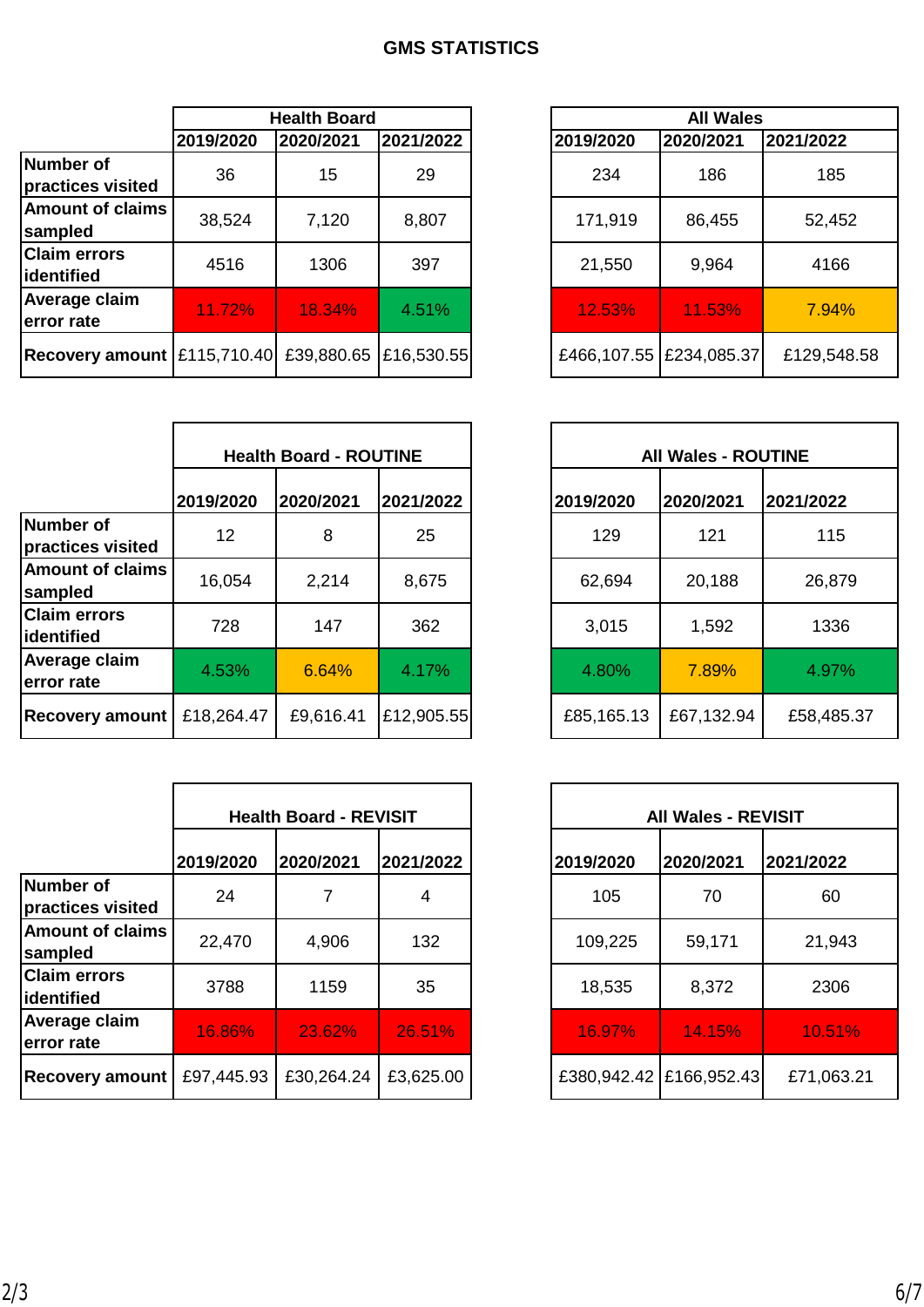# GMS STATISTICS

| | Health Board | | | All Wales | | |
|---|---|---|---|---|---|---|
| | 2019/2020 | 2020/2021 | 2021/2022 | 2019/2020 | 2020/2021 | 2021/2022 |
| **Number of practices visited** | 36 | 15 | 29 | 234 | 186 | 185 |
| **Amount of claims sampled** | 38,524 | 7,120 | 8,807 | 171,919 | 86,455 | 52,452 |
| **Claim errors identified** | 4516 | 1306 | 397 | 21,550 | 9,964 | 4166 |
| **Average claim error rate** | 11.72% | 18.34% | 4.51% | 12.53% | 11.53% | 7.94% |
| **Recovery amount** | £115,710.40 | £39,880.65 | £16,530.55 | £466,107.55 | £234,085.37 | £129,548.58 |

| | Health Board - ROUTINE | | | All Wales - ROUTINE | | |
|---|---|---|---|---|---|---|
| | 2019/2020 | 2020/2021 | 2021/2022 | 2019/2020 | 2020/2021 | 2021/2022 |
| **Number of practices visited** | 12 | 8 | 25 | 129 | 121 | 115 |
| **Amount of claims sampled** | 16,054 | 2,214 | 8,675 | 62,694 | 20,188 | 26,879 |
| **Claim errors identified** | 728 | 147 | 362 | 3,015 | 1,592 | 1336 |
| **Average claim error rate** | 4.53% | 6.64% | 4.17% | 4.80% | 7.89% | 4.97% |
| **Recovery amount** | £18,264.47 | £9,616.41 | £12,905.55 | £85,165.13 | £67,132.94 | £58,485.37 |

| | Health Board - REVISIT | | | All Wales - REVISIT | | |
|---|---|---|---|---|---|---|
| | 2019/2020 | 2020/2021 | 2021/2022 | 2019/2020 | 2020/2021 | 2021/2022 |
| **Number of practices visited** | 24 | 7 | 4 | 105 | 70 | 60 |
| **Amount of claims sampled** | 22,470 | 4,906 | 132 | 109,225 | 59,171 | 21,943 |
| **Claim errors identified** | 3788 | 1159 | 35 | 18,535 | 8,372 | 2306 |
| **Average claim error rate** | 16.86% | 23.62% | 26.51% | 16.97% | 14.15% | 10.51% |
| **Recovery amount** | £97,445.93 | £30,264.24 | £3,625.00 | £380,942.42 | £166,952.43 | £71,063.21 |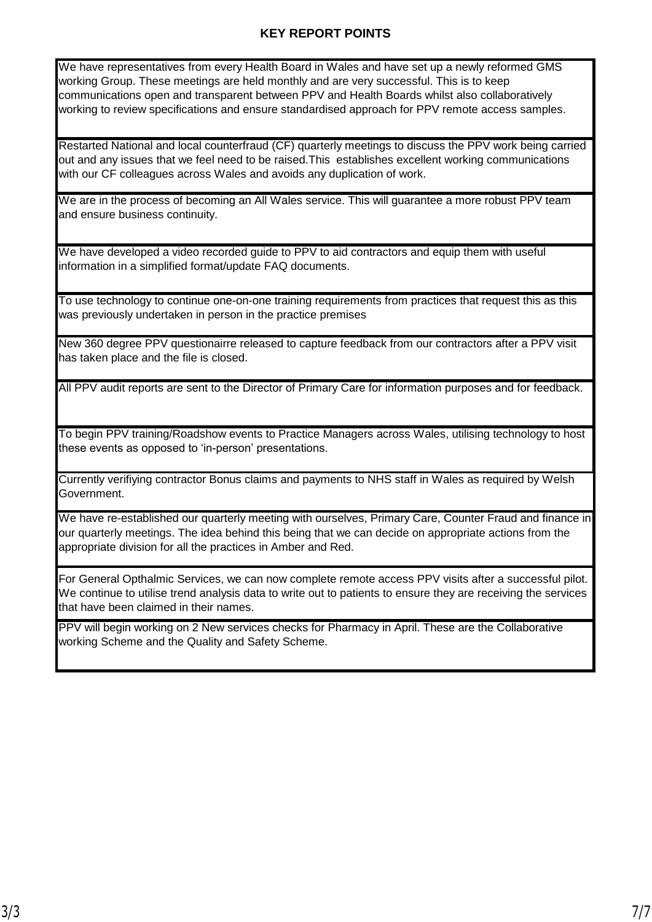**KEY REPORT POINTS**

| |
|---|
| We have representatives from every Health Board in Wales and have set up a newly reformed GMS working Group. These meetings are held monthly and are very successful. This is to keep communications open and transparent between PPV and Health Boards whilst also collaboratively working to review specifications and ensure standardised approach for PPV remote access samples. |
| Restarted National and local counterfraud (CF) quarterly meetings to discuss the PPV work being carried out and any issues that we feel need to be raised.This establishes excellent working communications with our CF colleagues across Wales and avoids any duplication of work. |
| We are in the process of becoming an All Wales service. This will guarantee a more robust PPV team and ensure business continuity. |
| We have developed a video recorded guide to PPV to aid contractors and equip them with useful information in a simplified format/update FAQ documents. |
| To use technology to continue one-on-one training requirements from practices that request this as this was previously undertaken in person in the practice premises |
| New 360 degree PPV questionairre released to capture feedback from our contractors after a PPV visit has taken place and the file is closed. |
| All PPV audit reports are sent to the Director of Primary Care for information purposes and for feedback. |
| To begin PPV training/Roadshow events to Practice Managers across Wales, utilising technology to host these events as opposed to 'in-person' presentations. |
| Currently verifiying contractor Bonus claims and payments to NHS staff in Wales as required by Welsh Government. |
| We have re-established our quarterly meeting with ourselves, Primary Care, Counter Fraud and finance in our quarterly meetings. The idea behind this being that we can decide on appropriate actions from the appropriate division for all the practices in Amber and Red. |
| For General Opthalmic Services, we can now complete remote access PPV visits after a successful pilot. We continue to utilise trend analysis data to write out to patients to ensure they are receiving the services that have been claimed in their names. |
| PPV will begin working on 2 New services checks for Pharmacy in April. These are the Collaborative working Scheme and the Quality and Safety Scheme. |